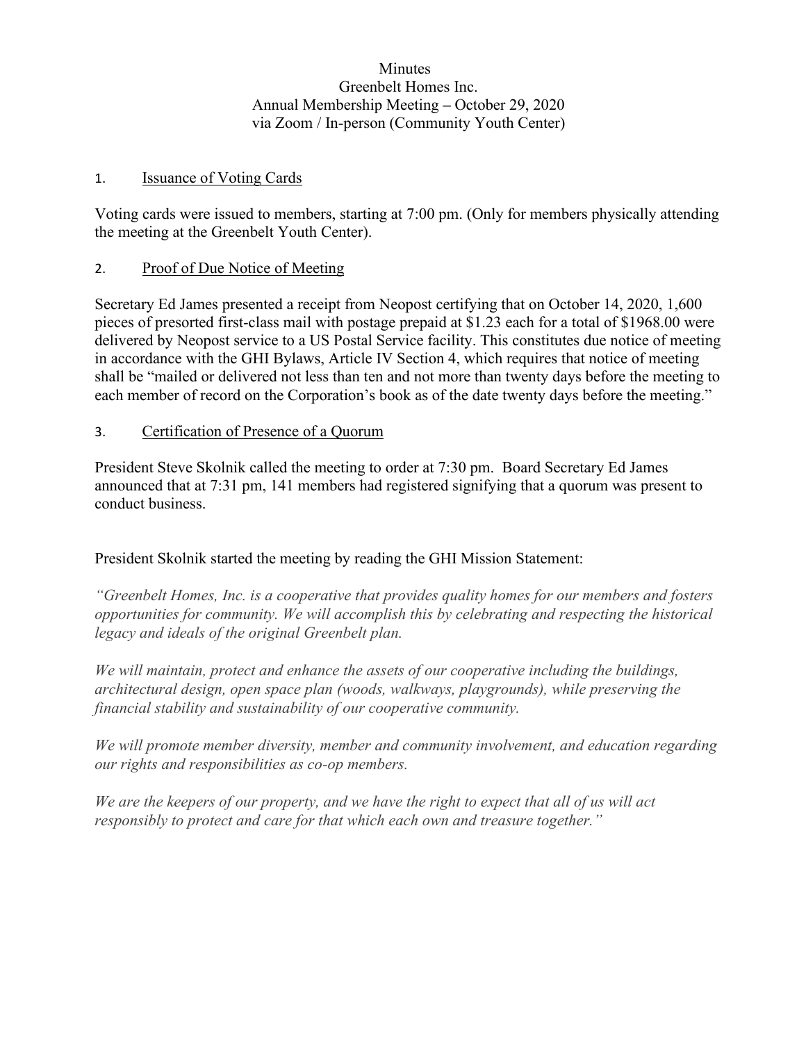# Minutes
## Greenbelt Homes Inc.
## Annual Membership Meeting – October 29, 2020
## via Zoom / In-person (Community Youth Center)

1. <u>Issuance of Voting Cards</u>

Voting cards were issued to members, starting at 7:00 pm. (Only for members physically attending the meeting at the Greenbelt Youth Center).

2. <u>Proof of Due Notice of Meeting</u>

Secretary Ed James presented a receipt from Neopost certifying that on October 14, 2020, 1,600 pieces of presorted first-class mail with postage prepaid at $1.23 each for a total of $1968.00 were delivered by Neopost service to a US Postal Service facility. This constitutes due notice of meeting in accordance with the GHI Bylaws, Article IV Section 4, which requires that notice of meeting shall be "mailed or delivered not less than ten and not more than twenty days before the meeting to each member of record on the Corporation's book as of the date twenty days before the meeting."

3. <u>Certification of Presence of a Quorum</u>

President Steve Skolnik called the meeting to order at 7:30 pm. Board Secretary Ed James announced that at 7:31 pm, 141 members had registered signifying that a quorum was present to conduct business.

President Skolnik started the meeting by reading the GHI Mission Statement:

*"Greenbelt Homes, Inc. is a cooperative that provides quality homes for our members and fosters opportunities for community. We will accomplish this by celebrating and respecting the historical legacy and ideals of the original Greenbelt plan.*

*We will maintain, protect and enhance the assets of our cooperative including the buildings, architectural design, open space plan (woods, walkways, playgrounds), while preserving the financial stability and sustainability of our cooperative community.*

*We will promote member diversity, member and community involvement, and education regarding our rights and responsibilities as co-op members.*

*We are the keepers of our property, and we have the right to expect that all of us will act responsibly to protect and care for that which each own and treasure together."*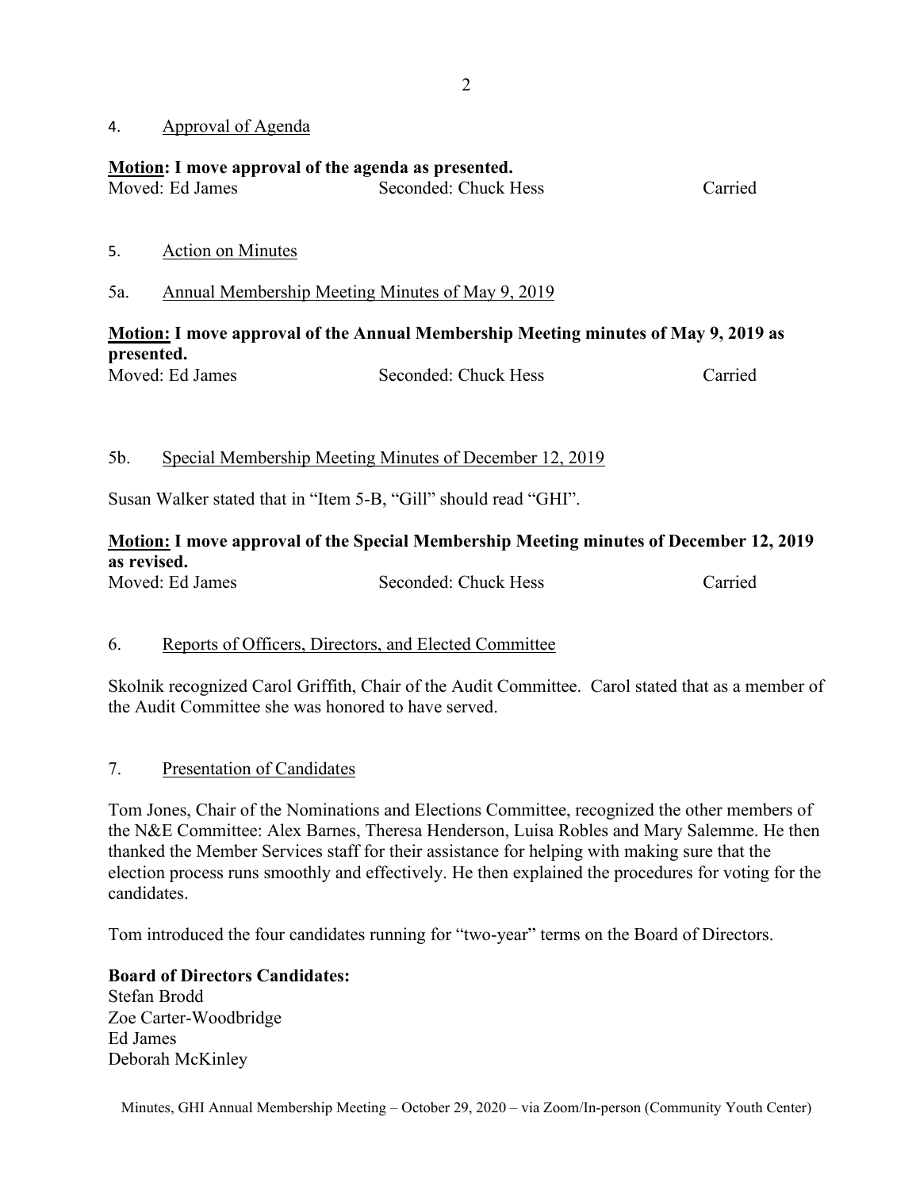4. Approval of Agenda

**Motion: I move approval of the agenda as presented.**

Moved: Ed James Seconded: Chuck Hess Carried

5. Action on Minutes

5a. Annual Membership Meeting Minutes of May 9, 2019

**Motion: I move approval of the Annual Membership Meeting minutes of May 9, 2019 as presented.**

Moved: Ed James Seconded: Chuck Hess Carried

5b. Special Membership Meeting Minutes of December 12, 2019

Susan Walker stated that in "Item 5-B, "Gill" should read "GHI".

**Motion: I move approval of the Special Membership Meeting minutes of December 12, 2019 as revised.**

Moved: Ed James Seconded: Chuck Hess Carried

6. Reports of Officers, Directors, and Elected Committee

Skolnik recognized Carol Griffith, Chair of the Audit Committee. Carol stated that as a member of the Audit Committee she was honored to have served.

7. Presentation of Candidates

Tom Jones, Chair of the Nominations and Elections Committee, recognized the other members of the N&E Committee: Alex Barnes, Theresa Henderson, Luisa Robles and Mary Salemme. He then thanked the Member Services staff for their assistance for helping with making sure that the election process runs smoothly and effectively. He then explained the procedures for voting for the candidates.

Tom introduced the four candidates running for "two-year" terms on the Board of Directors.

**Board of Directors Candidates:**

Stefan Brodd
Zoe Carter-Woodbridge
Ed James
Deborah McKinley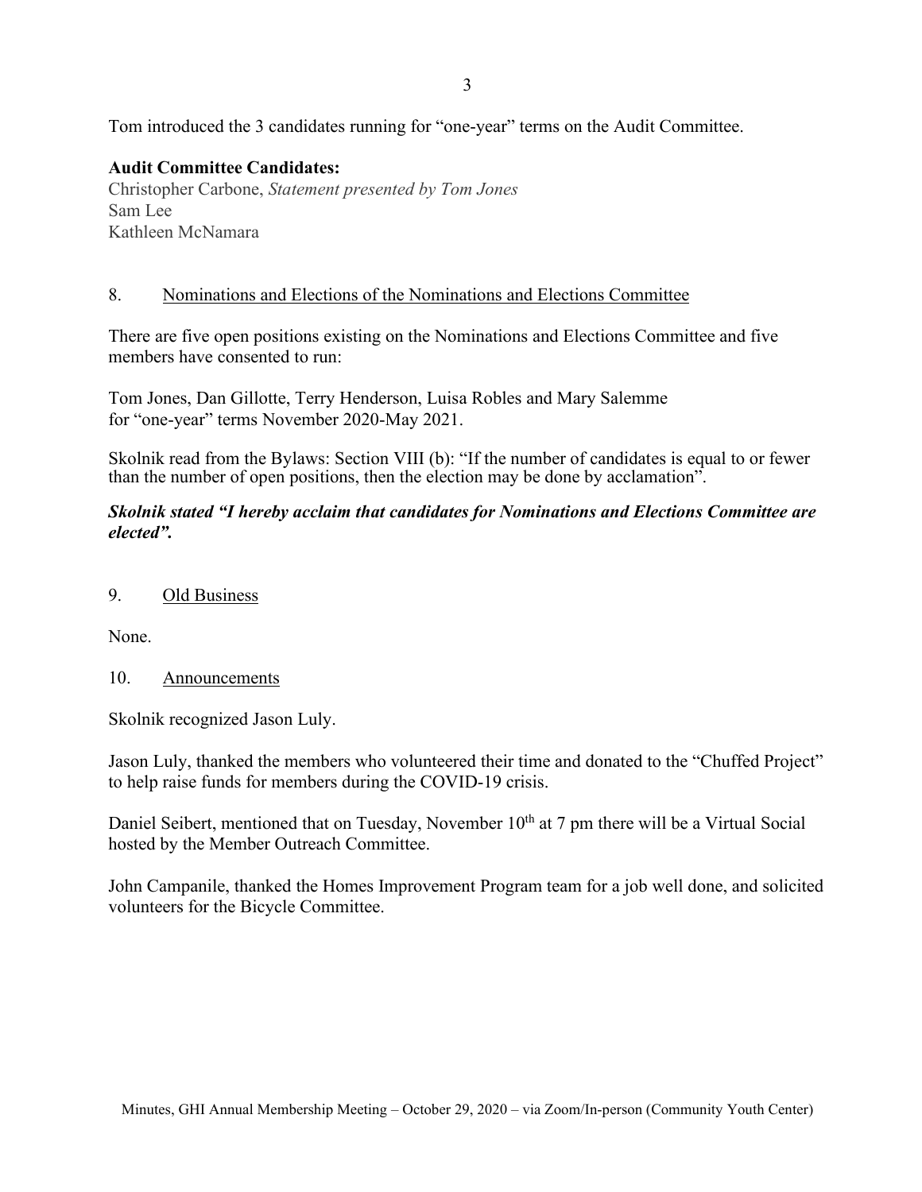Tom introduced the 3 candidates running for "one-year" terms on the Audit Committee.

**Audit Committee Candidates:**
Christopher Carbone, *Statement presented by Tom Jones*
Sam Lee
Kathleen McNamara

8. Nominations and Elections of the Nominations and Elections Committee

There are five open positions existing on the Nominations and Elections Committee and five members have consented to run:

Tom Jones, Dan Gillotte, Terry Henderson, Luisa Robles and Mary Salemme
for "one-year" terms November 2020-May 2021.

Skolnik read from the Bylaws: Section VIII (b): "If the number of candidates is equal to or fewer than the number of open positions, then the election may be done by acclamation".

***Skolnik stated "I hereby acclaim that candidates for Nominations and Elections Committee are elected".***

9. Old Business

None.

10. Announcements

Skolnik recognized Jason Luly.

Jason Luly, thanked the members who volunteered their time and donated to the "Chuffed Project" to help raise funds for members during the COVID-19 crisis.

Daniel Seibert, mentioned that on Tuesday, November 10th at 7 pm there will be a Virtual Social hosted by the Member Outreach Committee.

John Campanile, thanked the Homes Improvement Program team for a job well done, and solicited volunteers for the Bicycle Committee.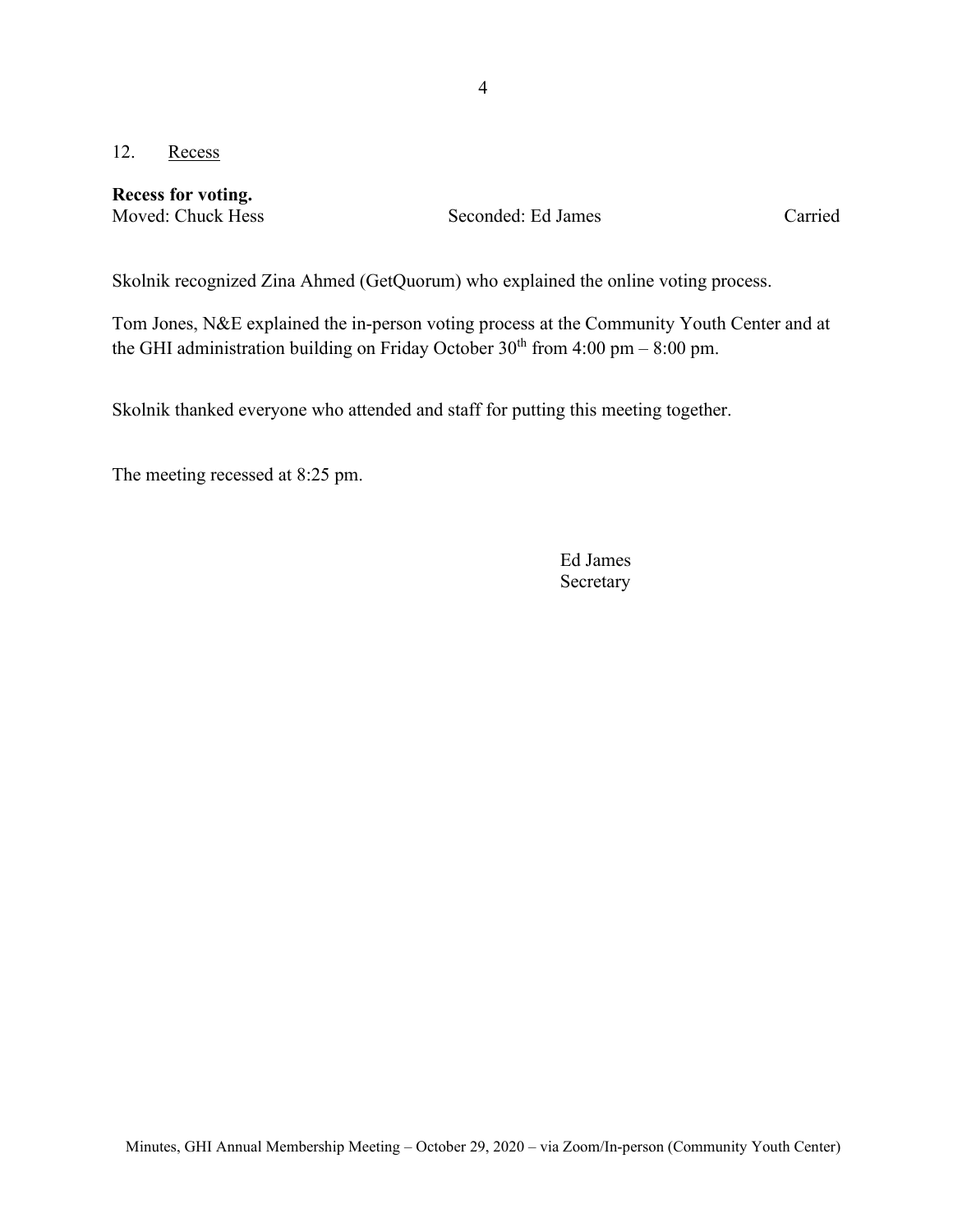12. <u>Recess</u>

**Recess for voting.**

Moved: Chuck Hess Seconded: Ed James Carried

Skolnik recognized Zina Ahmed (GetQuorum) who explained the online voting process.

Tom Jones, N&E explained the in-person voting process at the Community Youth Center and at the GHI administration building on Friday October 30th from 4:00 pm – 8:00 pm.

Skolnik thanked everyone who attended and staff for putting this meeting together.

The meeting recessed at 8:25 pm.

Ed James
Secretary